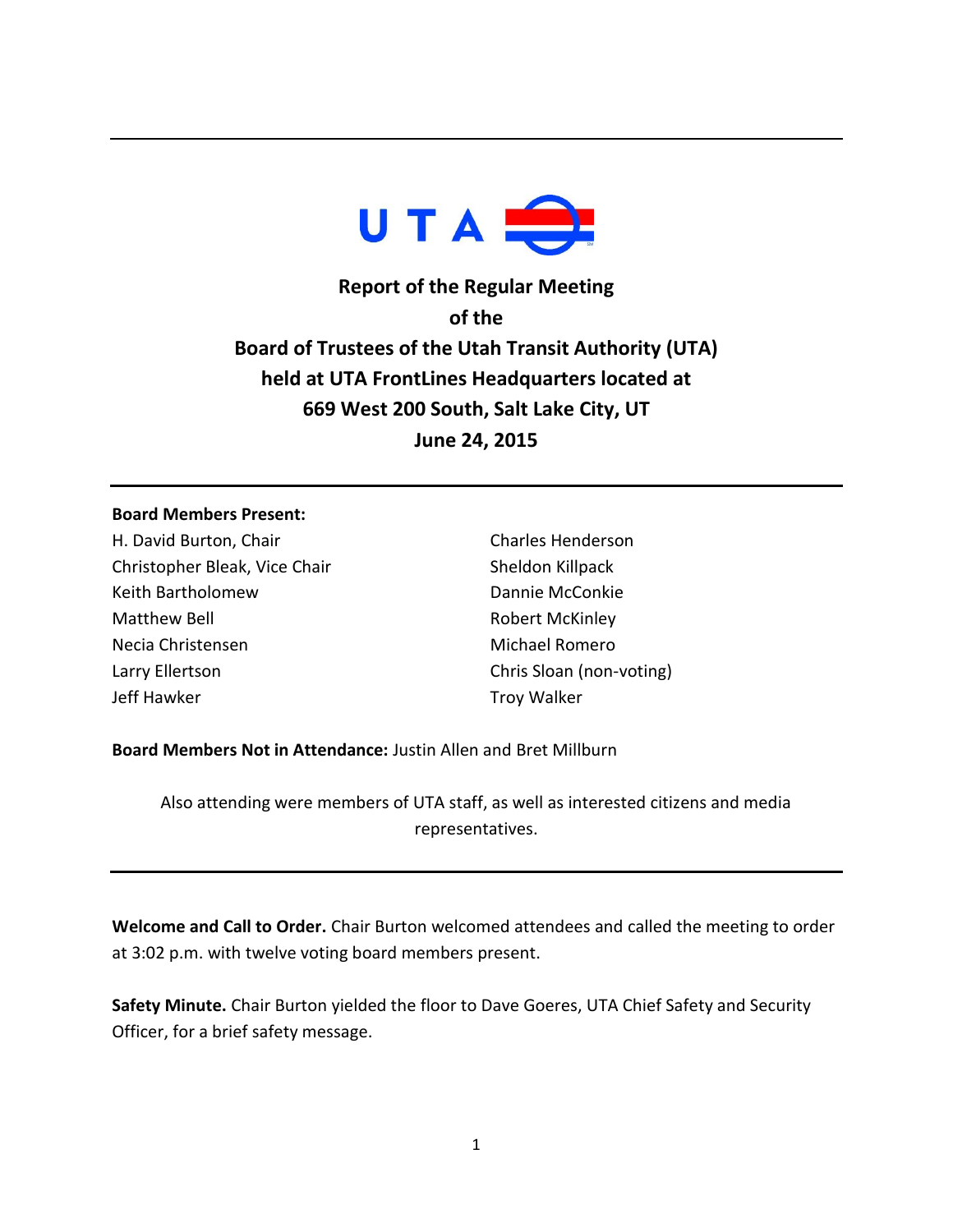UTA

# Report of the Regular Meeting of the Board of Trustees of the Utah Transit Authority (UTA) held at UTA FrontLines Headquarters located at 669 West 200 South, Salt Lake City, UT

## June 24, 2015

---

**Board Members Present:**

H. David Burton, Chair
Christopher Bleak, Vice Chair
Keith Bartholomew
Matthew Bell
Necia Christensen
Larry Ellertson
Jeff Hawker
Charles Henderson
Sheldon Killpack
Dannie McConkie
Robert McKinley
Michael Romero
Chris Sloan (non-voting)
Troy Walker

**Board Members Not in Attendance:** Justin Allen and Bret Millburn

Also attending were members of UTA staff, as well as interested citizens and media representatives.

---

**Welcome and Call to Order.** Chair Burton welcomed attendees and called the meeting to order at 3:02 p.m. with twelve voting board members present.

**Safety Minute.** Chair Burton yielded the floor to Dave Goeres, UTA Chief Safety and Security Officer, for a brief safety message.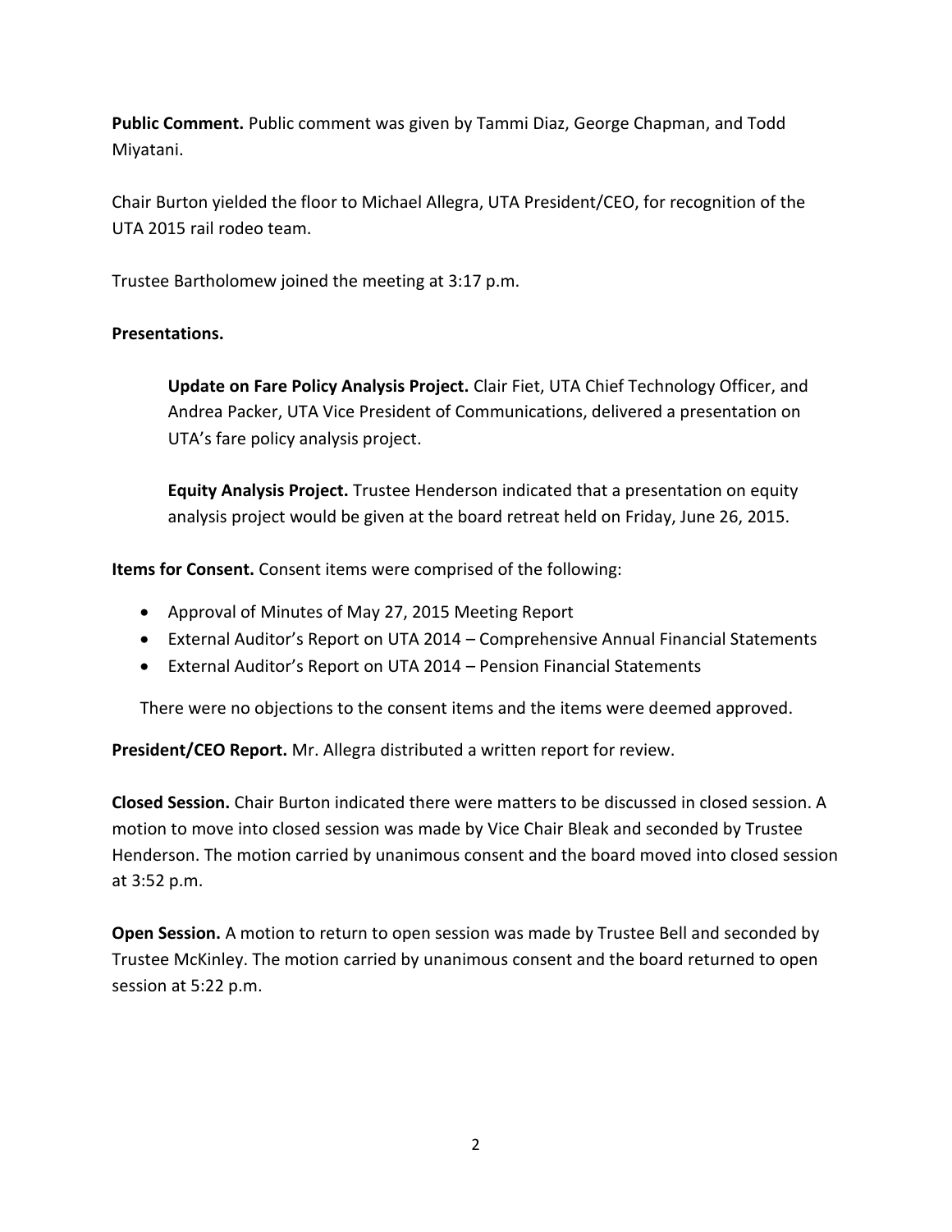**Public Comment.** Public comment was given by Tammi Diaz, George Chapman, and Todd Miyatani.

Chair Burton yielded the floor to Michael Allegra, UTA President/CEO, for recognition of the UTA 2015 rail rodeo team.

Trustee Bartholomew joined the meeting at 3:17 p.m.

**Presentations.**

> **Update on Fare Policy Analysis Project.** Clair Fiet, UTA Chief Technology Officer, and Andrea Packer, UTA Vice President of Communications, delivered a presentation on UTA's fare policy analysis project.
>
> **Equity Analysis Project.** Trustee Henderson indicated that a presentation on equity analysis project would be given at the board retreat held on Friday, June 26, 2015.

**Items for Consent.** Consent items were comprised of the following:

- Approval of Minutes of May 27, 2015 Meeting Report
- External Auditor's Report on UTA 2014 – Comprehensive Annual Financial Statements
- External Auditor's Report on UTA 2014 – Pension Financial Statements

There were no objections to the consent items and the items were deemed approved.

**President/CEO Report.** Mr. Allegra distributed a written report for review.

**Closed Session.** Chair Burton indicated there were matters to be discussed in closed session. A motion to move into closed session was made by Vice Chair Bleak and seconded by Trustee Henderson. The motion carried by unanimous consent and the board moved into closed session at 3:52 p.m.

**Open Session.** A motion to return to open session was made by Trustee Bell and seconded by Trustee McKinley. The motion carried by unanimous consent and the board returned to open session at 5:22 p.m.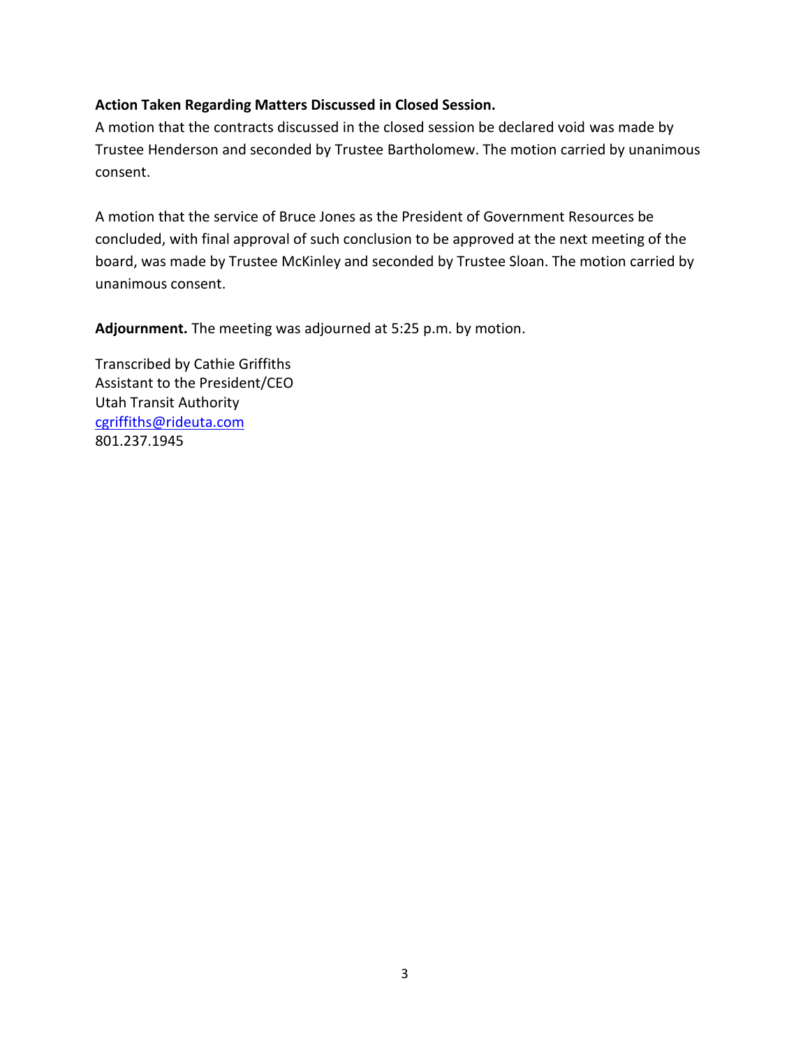**Action Taken Regarding Matters Discussed in Closed Session.**
A motion that the contracts discussed in the closed session be declared void was made by Trustee Henderson and seconded by Trustee Bartholomew. The motion carried by unanimous consent.

A motion that the service of Bruce Jones as the President of Government Resources be concluded, with final approval of such conclusion to be approved at the next meeting of the board, was made by Trustee McKinley and seconded by Trustee Sloan. The motion carried by unanimous consent.

**Adjournment.** The meeting was adjourned at 5:25 p.m. by motion.

Transcribed by Cathie Griffiths
Assistant to the President/CEO
Utah Transit Authority
cgriffiths@rideuta.com
801.237.1945